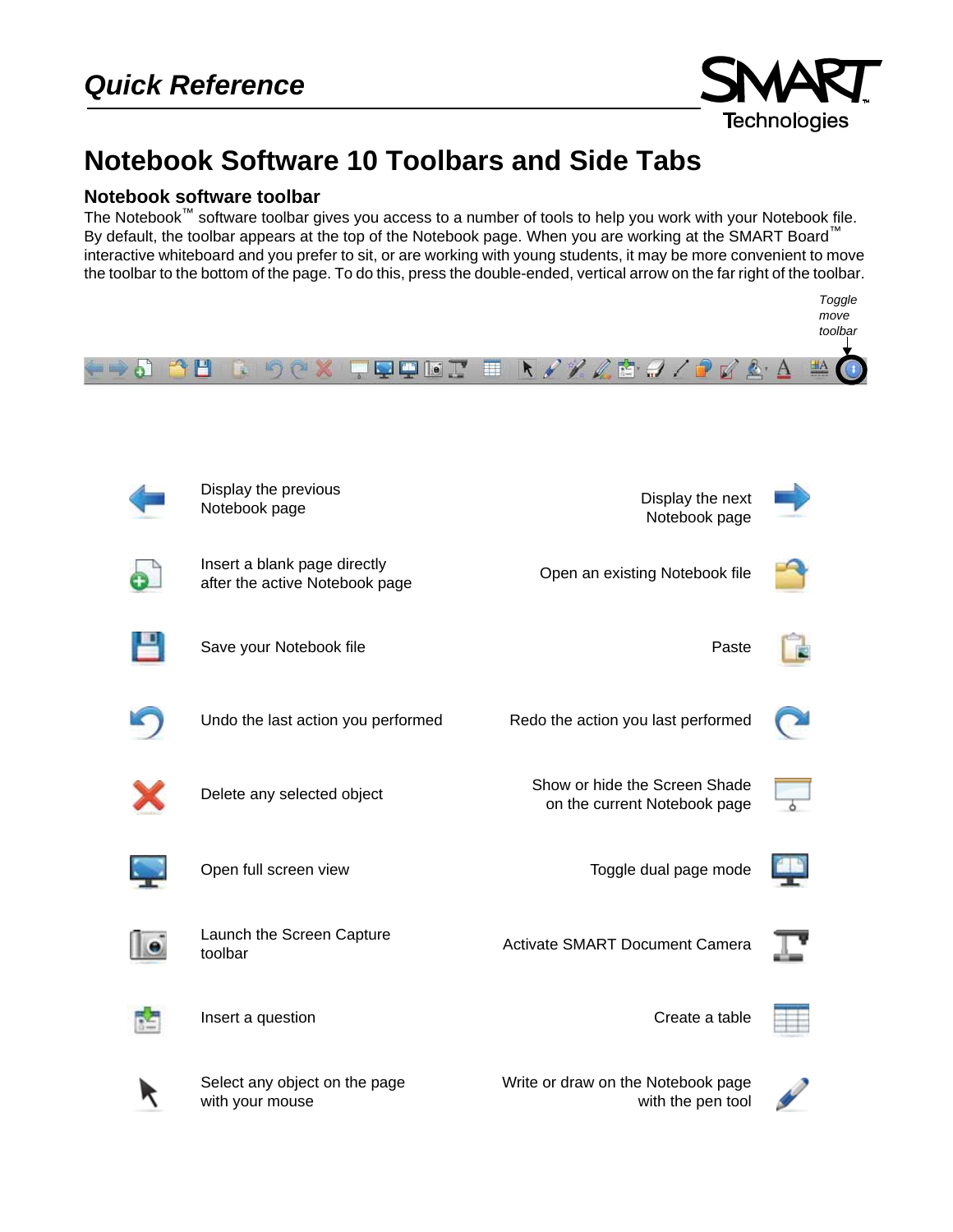# Quick Reference

## Notebook Software 10 Toolbars and Side Tabs

### Notebook software toolbar

The Notebook™ software toolbar gives you access to a number of tools to help you work with your Notebook file. By default, the toolbar appears at the top of the Notebook page. When you are working at the SMART Board™ interactive whiteboard and you prefer to sit, or are working with young students, it may be more convenient to move the toolbar to the bottom of the page. To do this, press the double-ended, vertical arrow on the far right of the toolbar.

*Toggle move toolbar*

Display the previous Notebook page

Display the next Notebook page

Insert a blank page directly after the active Notebook page

Open an existing Notebook file

Save your Notebook file

Paste

Undo the last action you performed

Redo the action you last performed

Delete any selected object

Show or hide the Screen Shade on the current Notebook page

Open full screen view

Toggle dual page mode

Launch the Screen Capture toolbar

Activate SMART Document Camera

Insert a question

Create a table

Select any object on the page with your mouse

Write or draw on the Notebook page with the pen tool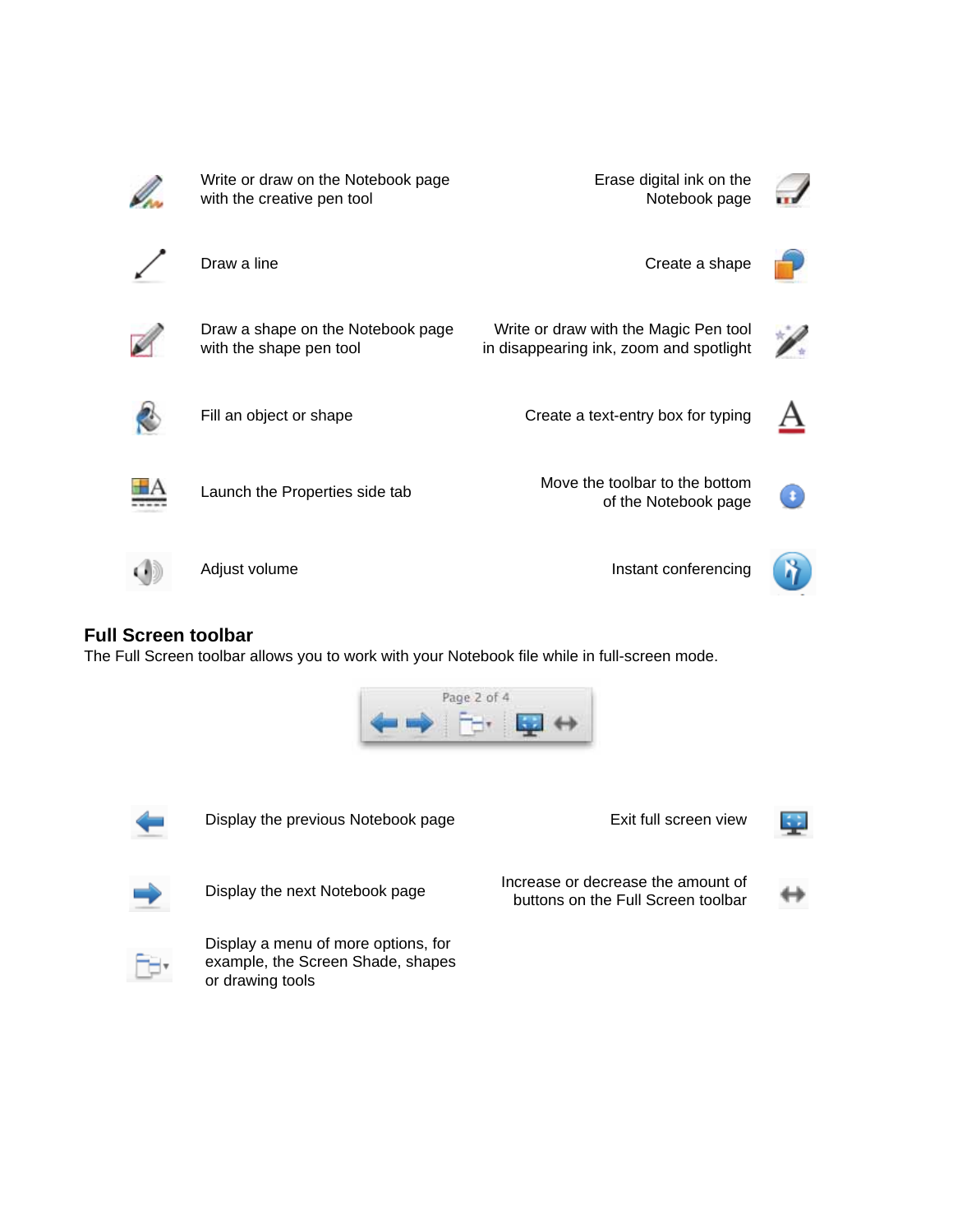| | |
|---|---|
| Write or draw on the Notebook page with the creative pen tool | Erase digital ink on the Notebook page |
| Draw a line | Create a shape |
| Draw a shape on the Notebook page with the shape pen tool | Write or draw with the Magic Pen tool in disappearing ink, zoom and spotlight |
| Fill an object or shape | Create a text-entry box for typing |
| Launch the Properties side tab | Move the toolbar to the bottom of the Notebook page |
| Adjust volume | Instant conferencing |

## Full Screen toolbar

The Full Screen toolbar allows you to work with your Notebook file while in full-screen mode.

| | |
|---|---|
| Display the previous Notebook page | Exit full screen view |
| Display the next Notebook page | Increase or decrease the amount of buttons on the Full Screen toolbar |
| Display a menu of more options, for example, the Screen Shade, shapes or drawing tools | |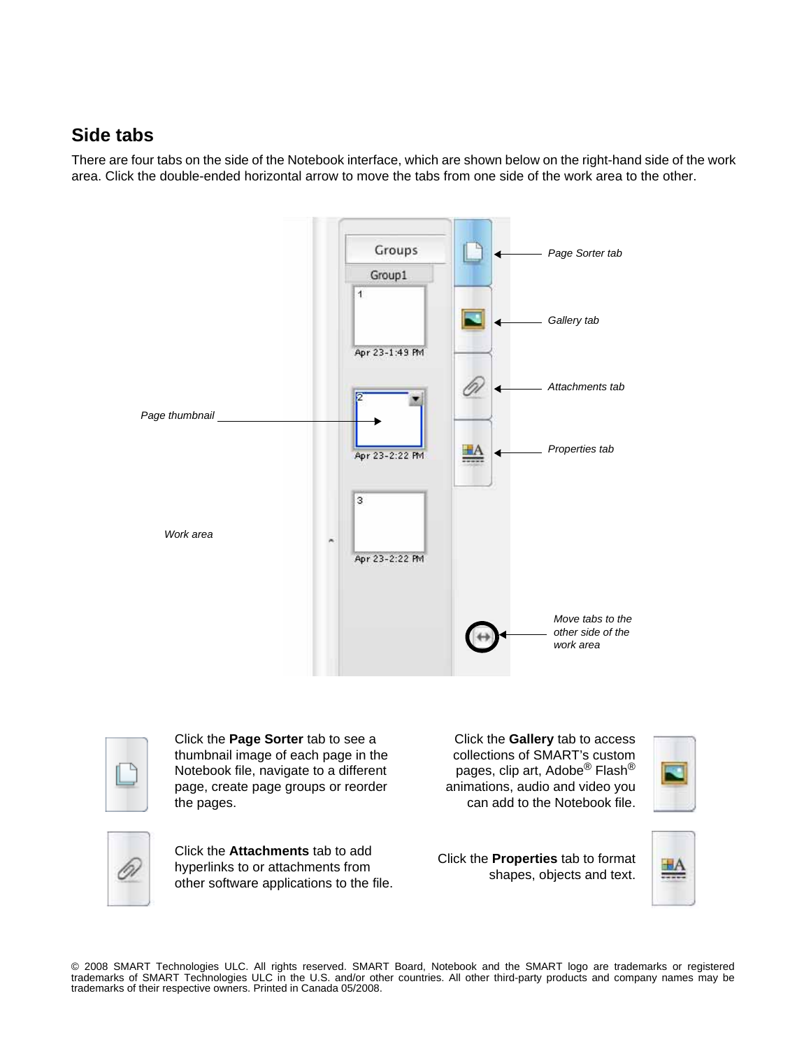## Side tabs

There are four tabs on the side of the Notebook interface, which are shown below on the right-hand side of the work area. Click the double-ended horizontal arrow to move the tabs from one side of the work area to the other.

*Page Sorter tab*

*Gallery tab*

*Attachments tab*

*Properties tab*

*Page thumbnail*

*Work area*

*Move tabs to the other side of the work area*

Click the **Page Sorter** tab to see a thumbnail image of each page in the Notebook file, navigate to a different page, create page groups or reorder the pages.

Click the **Gallery** tab to access collections of SMART's custom pages, clip art, Adobe® Flash® animations, audio and video you can add to the Notebook file.

Click the **Attachments** tab to add hyperlinks to or attachments from other software applications to the file.

Click the **Properties** tab to format shapes, objects and text.

© 2008 SMART Technologies ULC. All rights reserved. SMART Board, Notebook and the SMART logo are trademarks or registered trademarks of SMART Technologies ULC in the U.S. and/or other countries. All other third-party products and company names may be trademarks of their respective owners. Printed in Canada 05/2008.